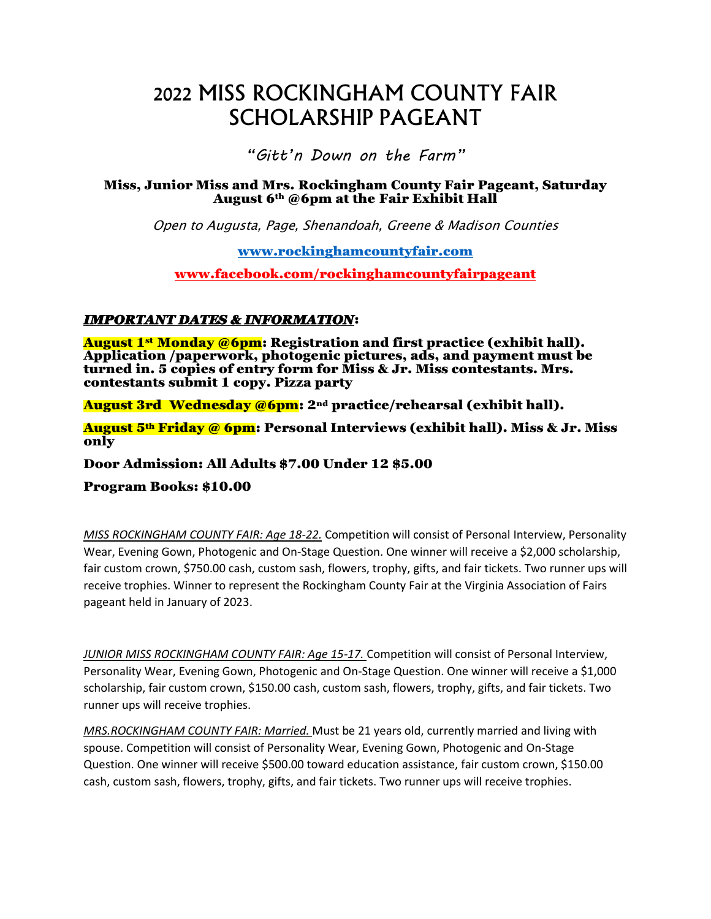# 2022 MISS ROCKINGHAM COUNTY FAIR SCHOLARSHIP PAGEANT

*"Gitt'n Down on the Farm"*

**Miss, Junior Miss and Mrs. Rockingham County Fair Pageant, Saturday August 6th @6pm at the Fair Exhibit Hall**

*Open to Augusta, Page, Shenandoah, Greene & Madison Counties*

**www.rockinghamcountyfair.com**

**www.facebook.com/rockinghamcountyfairpageant**

***IMPORTANT DATES & INFORMATION*:**

**August 1st Monday @6pm: Registration and first practice (exhibit hall). Application /paperwork, photogenic pictures, ads, and payment must be turned in. 5 copies of entry form for Miss & Jr. Miss contestants. Mrs. contestants submit 1 copy. Pizza party**

**August 3rd Wednesday @6pm: 2nd practice/rehearsal (exhibit hall).**

**August 5th Friday @ 6pm: Personal Interviews (exhibit hall). Miss & Jr. Miss only**

**Door Admission: All Adults $7.00 Under 12 $5.00**

**Program Books: $10.00**

*MISS ROCKINGHAM COUNTY FAIR: Age 18-22.* Competition will consist of Personal Interview, Personality Wear, Evening Gown, Photogenic and On-Stage Question. One winner will receive a $2,000 scholarship, fair custom crown, $750.00 cash, custom sash, flowers, trophy, gifts, and fair tickets. Two runner ups will receive trophies. Winner to represent the Rockingham County Fair at the Virginia Association of Fairs pageant held in January of 2023.

*JUNIOR MISS ROCKINGHAM COUNTY FAIR: Age 15-17.* Competition will consist of Personal Interview, Personality Wear, Evening Gown, Photogenic and On-Stage Question. One winner will receive a $1,000 scholarship, fair custom crown, $150.00 cash, custom sash, flowers, trophy, gifts, and fair tickets. Two runner ups will receive trophies.

*MRS.ROCKINGHAM COUNTY FAIR: Married.* Must be 21 years old, currently married and living with spouse. Competition will consist of Personality Wear, Evening Gown, Photogenic and On-Stage Question. One winner will receive $500.00 toward education assistance, fair custom crown, $150.00 cash, custom sash, flowers, trophy, gifts, and fair tickets. Two runner ups will receive trophies.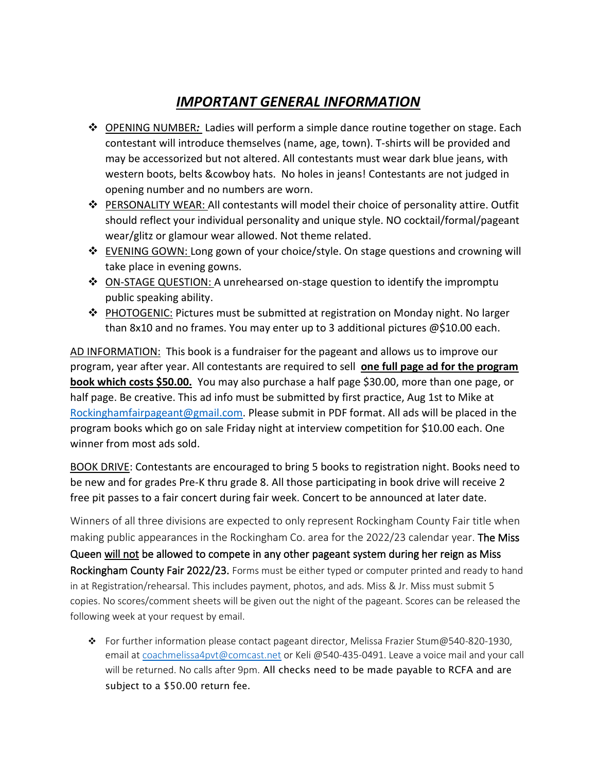# ***IMPORTANT GENERAL INFORMATION***

- OPENING NUMBER***:*** Ladies will perform a simple dance routine together on stage. Each contestant will introduce themselves (name, age, town). T-shirts will be provided and may be accessorized but not altered. All contestants must wear dark blue jeans, with western boots, belts &cowboy hats. No holes in jeans! Contestants are not judged in opening number and no numbers are worn.
- PERSONALITY WEAR: All contestants will model their choice of personality attire. Outfit should reflect your individual personality and unique style. NO cocktail/formal/pageant wear/glitz or glamour wear allowed. Not theme related.
- EVENING GOWN: Long gown of your choice/style. On stage questions and crowning will take place in evening gowns.
- ON-STAGE QUESTION: A unrehearsed on-stage question to identify the impromptu public speaking ability.
- PHOTOGENIC: Pictures must be submitted at registration on Monday night. No larger than 8x10 and no frames. You may enter up to 3 additional pictures @$10.00 each.

AD INFORMATION: This book is a fundraiser for the pageant and allows us to improve our program, year after year. All contestants are required to sell **one full page ad for the program book which costs $50.00.** You may also purchase a half page $30.00, more than one page, or half page. Be creative. This ad info must be submitted by first practice, Aug 1st to Mike at Rockinghamfairpageant@gmail.com. Please submit in PDF format. All ads will be placed in the program books which go on sale Friday night at interview competition for $10.00 each. One winner from most ads sold.

BOOK DRIVE: Contestants are encouraged to bring 5 books to registration night. Books need to be new and for grades Pre-K thru grade 8. All those participating in book drive will receive 2 free pit passes to a fair concert during fair week. Concert to be announced at later date.

Winners of all three divisions are expected to only represent Rockingham County Fair title when making public appearances in the Rockingham Co. area for the 2022/23 calendar year. The Miss Queen will not be allowed to compete in any other pageant system during her reign as Miss Rockingham County Fair 2022/23. Forms must be either typed or computer printed and ready to hand in at Registration/rehearsal. This includes payment, photos, and ads. Miss & Jr. Miss must submit 5 copies. No scores/comment sheets will be given out the night of the pageant. Scores can be released the following week at your request by email.

- For further information please contact pageant director, Melissa Frazier Stum@540-820-1930, email at coachmelissa4pvt@comcast.net or Keli @540-435-0491. Leave a voice mail and your call will be returned. No calls after 9pm. All checks need to be made payable to RCFA and are subject to a $50.00 return fee.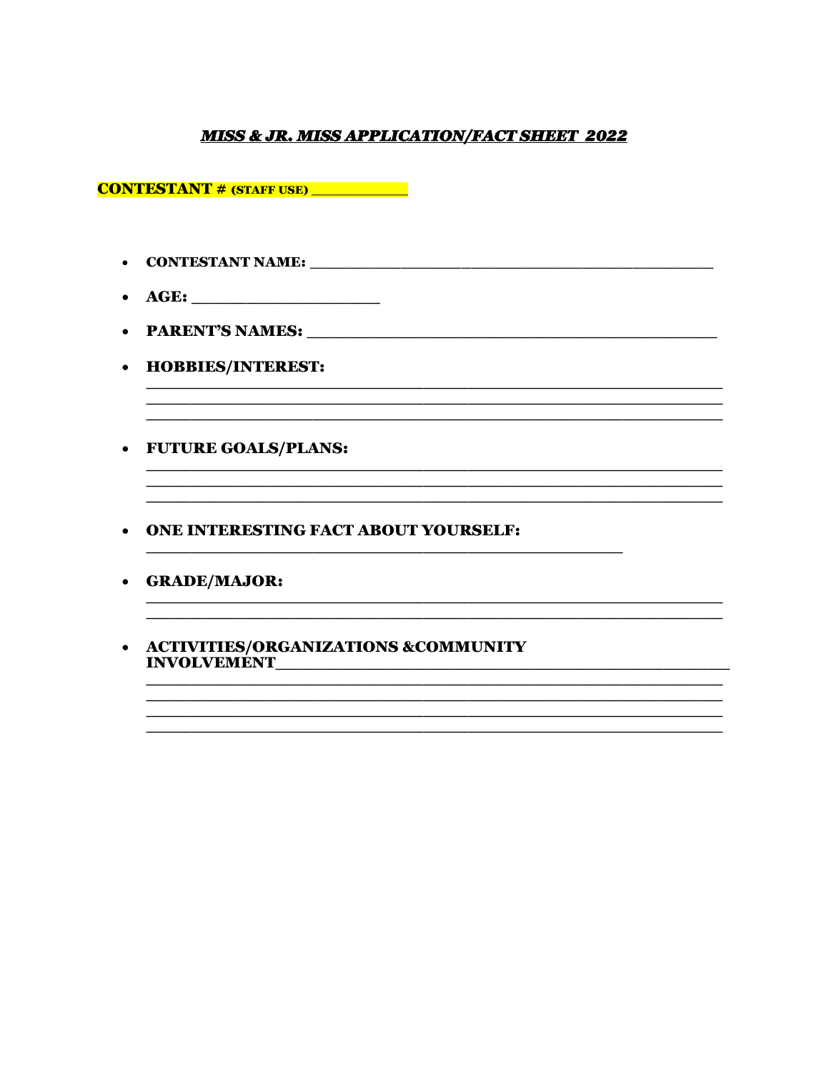## ***MISS & JR. MISS APPLICATION/FACT SHEET 2022***

**CONTESTANT # (STAFF USE) ____________**

- **CONTESTANT NAME:** ___________________________________________________
- **AGE:** _______________________
- **PARENT'S NAMES:** ___________________________________________________
- **HOBBIES/INTEREST:**
  ________________________________________________________________________
  ________________________________________________________________________
  ________________________________________________________________________
- **FUTURE GOALS/PLANS:**
  ________________________________________________________________________
  ________________________________________________________________________
  ________________________________________________________________________
- **ONE INTERESTING FACT ABOUT YOURSELF:**
  ___________________________________________________________
- **GRADE/MAJOR:**
  ________________________________________________________________________
  ________________________________________________________________________
- **ACTIVITIES/ORGANIZATIONS &COMMUNITY INVOLVEMENT**________________________________________________________
  ________________________________________________________________________
  ________________________________________________________________________
  ________________________________________________________________________
  ________________________________________________________________________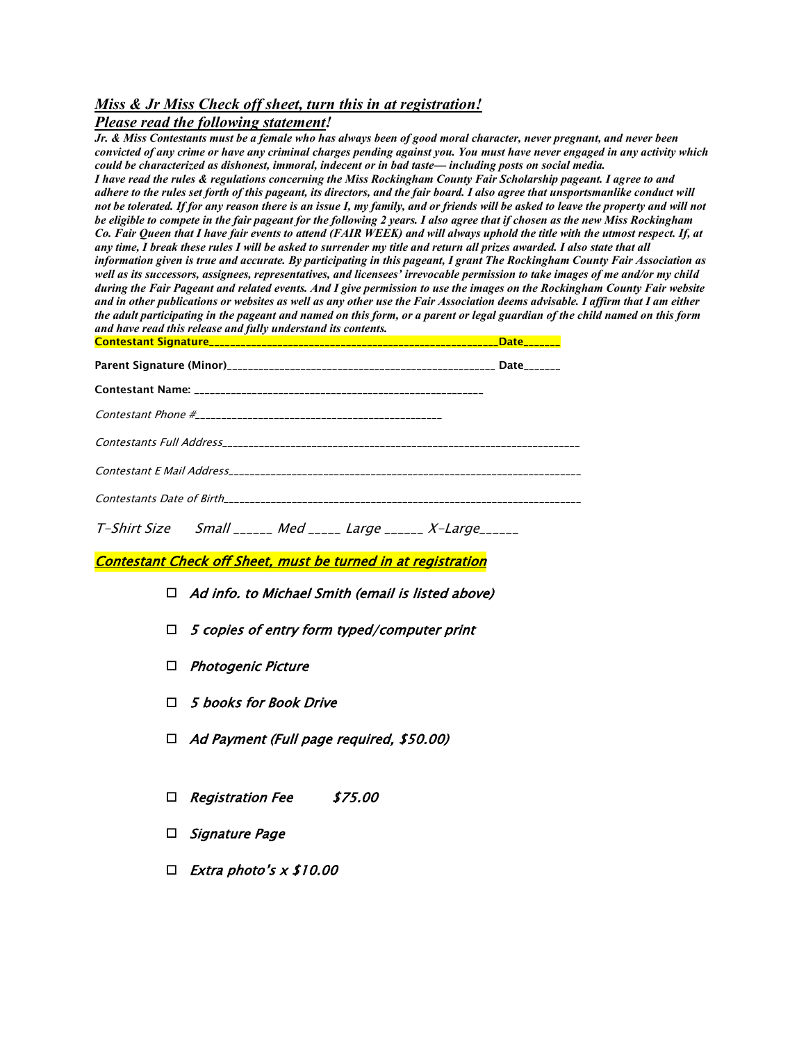***Miss & Jr Miss Check off sheet, turn this in at registration!***

***Please read the following statement!***

***Jr. & Miss Contestants must be a female who has always been of good moral character, never pregnant, and never been convicted of any crime or have any criminal charges pending against you. You must have never engaged in any activity which could be characterized as dishonest, immoral, indecent or in bad taste— including posts on social media.***

***I have read the rules & regulations concerning the Miss Rockingham County Fair Scholarship pageant. I agree to and adhere to the rules set forth of this pageant, its directors, and the fair board. I also agree that unsportsmanlike conduct will not be tolerated. If for any reason there is an issue I, my family, and or friends will be asked to leave the property and will not be eligible to compete in the fair pageant for the following 2 years. I also agree that if chosen as the new Miss Rockingham Co. Fair Queen that I have fair events to attend (FAIR WEEK) and will always uphold the title with the utmost respect. If, at any time, I break these rules I will be asked to surrender my title and return all prizes awarded. I also state that all information given is true and accurate. By participating in this pageant, I grant The Rockingham County Fair Association as well as its successors, assignees, representatives, and licensees' irrevocable permission to take images of me and/or my child during the Fair Pageant and related events. And I give permission to use the images on the Rockingham County Fair website and in other publications or websites as well as any other use the Fair Association deems advisable. I affirm that I am either the adult participating in the pageant and named on this form, or a parent or legal guardian of the child named on this form and have read this release and fully understand its contents.***

**Contestant Signature_____________________________________________________Date______**

**Parent Signature (Minor)_______________________________________________ Date______**

**Contestant Name: ___________________________________________________**

*Contestant Phone #_____________________________________________*

*Contestants Full Address_____________________________________________________________*

*Contestant E Mail Address_____________________________________________________________*

*Contestants Date of Birth_____________________________________________________________*

*T-Shirt Size   Small ______ Med _____ Large ______ X-Large______*

***Contestant Check off Sheet, must be turned in at registration***

- ☐ *Ad info. to Michael Smith (email is listed above)*
- ☐ *5 copies of entry form typed/computer print*
- ☐ *Photogenic Picture*
- ☐ *5 books for Book Drive*
- ☐ *Ad Payment (Full page required, $50.00)*
- ☐ *Registration Fee   $75.00*
- ☐ *Signature Page*
- ☐ *Extra photo's x $10.00*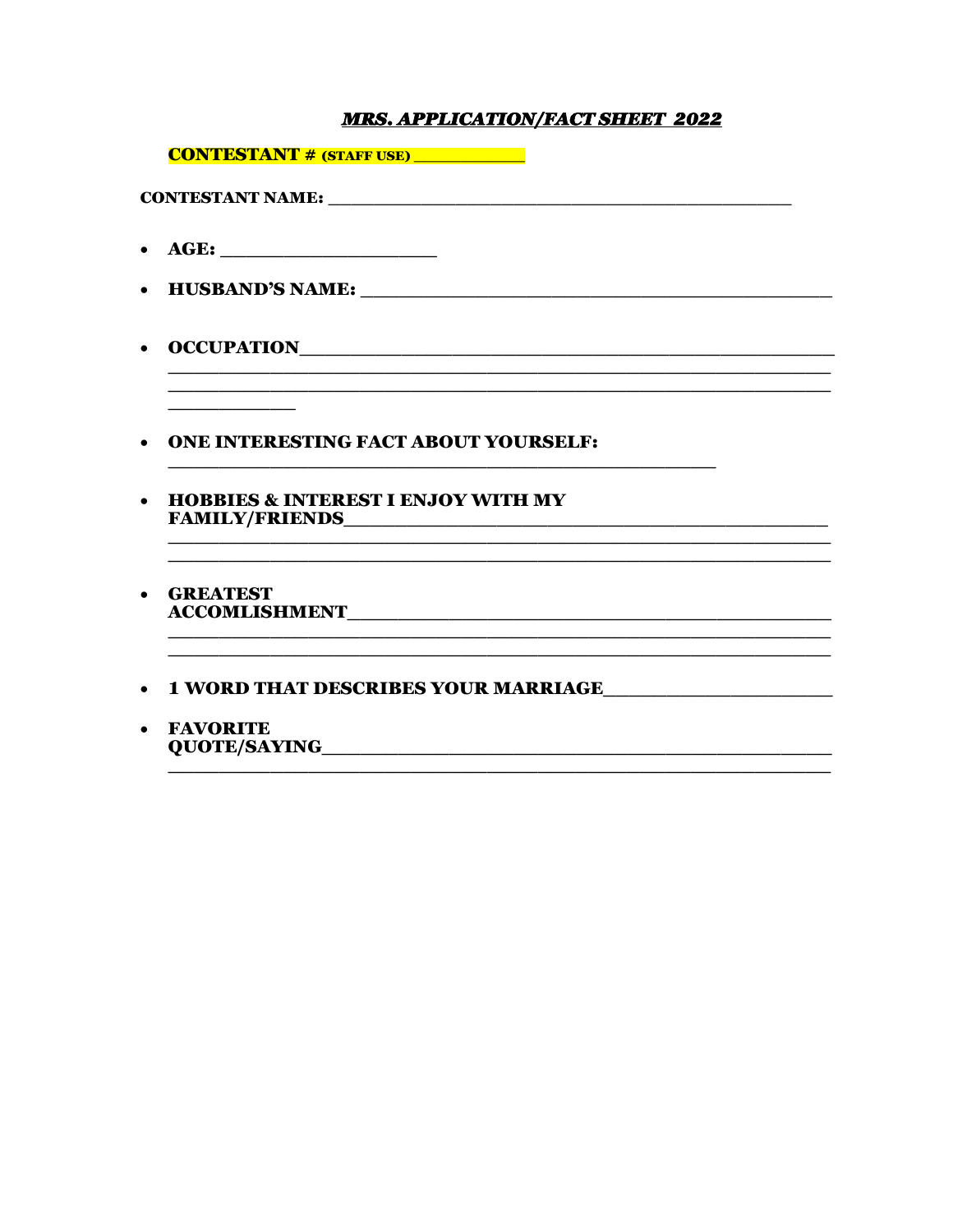# ***MRS. APPLICATION/FACT SHEET 2022***

**CONTESTANT # (STAFF USE) \_\_\_\_\_\_\_\_\_\_\_\_**

**CONTESTANT NAME: \_\_\_\_\_\_\_\_\_\_\_\_\_\_\_\_\_\_\_\_\_\_\_\_\_\_\_\_\_\_\_\_\_\_\_\_\_\_\_\_\_\_\_\_\_\_\_\_\_\_**

- **AGE: \_\_\_\_\_\_\_\_\_\_\_\_\_\_\_\_\_\_\_\_\_\_\_**
- **HUSBAND'S NAME: \_\_\_\_\_\_\_\_\_\_\_\_\_\_\_\_\_\_\_\_\_\_\_\_\_\_\_\_\_\_\_\_\_\_\_\_\_\_\_\_\_\_\_\_\_\_\_\_\_\_**
- **OCCUPATION\_\_\_\_\_\_\_\_\_\_\_\_\_\_\_\_\_\_\_\_\_\_\_\_\_\_\_\_\_\_\_\_\_\_\_\_\_\_\_\_\_\_\_\_\_\_\_\_\_\_\_\_\_\_\_\_\_**
  \_\_\_\_\_\_\_\_\_\_\_\_\_\_\_\_\_\_\_\_\_\_\_\_\_\_\_\_\_\_\_\_\_\_\_\_\_\_\_\_\_\_\_\_\_\_\_\_\_\_\_\_\_\_\_\_\_\_\_\_\_\_\_\_\_\_\_\_\_
  \_\_\_\_\_\_\_\_\_\_\_\_\_\_\_\_\_\_\_\_\_\_\_\_\_\_\_\_\_\_\_\_\_\_\_\_\_\_\_\_\_\_\_\_\_\_\_\_\_\_\_\_\_\_\_\_\_\_\_\_\_\_\_\_\_\_\_\_\_
  \_\_\_\_\_\_\_\_\_\_\_\_\_
- **ONE INTERESTING FACT ABOUT YOURSELF:**
  \_\_\_\_\_\_\_\_\_\_\_\_\_\_\_\_\_\_\_\_\_\_\_\_\_\_\_\_\_\_\_\_\_\_\_\_\_\_\_\_\_\_\_\_\_\_\_\_\_\_\_\_\_\_\_\_\_\_
- **HOBBIES & INTEREST I ENJOY WITH MY FAMILY/FRIENDS\_\_\_\_\_\_\_\_\_\_\_\_\_\_\_\_\_\_\_\_\_\_\_\_\_\_\_\_\_\_\_\_\_\_\_\_\_\_\_\_\_\_\_\_\_\_\_\_\_\_**
  \_\_\_\_\_\_\_\_\_\_\_\_\_\_\_\_\_\_\_\_\_\_\_\_\_\_\_\_\_\_\_\_\_\_\_\_\_\_\_\_\_\_\_\_\_\_\_\_\_\_\_\_\_\_\_\_\_\_\_\_\_\_\_\_\_\_\_\_\_
  \_\_\_\_\_\_\_\_\_\_\_\_\_\_\_\_\_\_\_\_\_\_\_\_\_\_\_\_\_\_\_\_\_\_\_\_\_\_\_\_\_\_\_\_\_\_\_\_\_\_\_\_\_\_\_\_\_\_\_\_\_\_\_\_\_\_\_\_\_
- **GREATEST ACCOMLISHMENT\_\_\_\_\_\_\_\_\_\_\_\_\_\_\_\_\_\_\_\_\_\_\_\_\_\_\_\_\_\_\_\_\_\_\_\_\_\_\_\_\_\_\_\_\_\_\_\_\_\_\_**
  \_\_\_\_\_\_\_\_\_\_\_\_\_\_\_\_\_\_\_\_\_\_\_\_\_\_\_\_\_\_\_\_\_\_\_\_\_\_\_\_\_\_\_\_\_\_\_\_\_\_\_\_\_\_\_\_\_\_\_\_\_\_\_\_\_\_\_\_\_
  \_\_\_\_\_\_\_\_\_\_\_\_\_\_\_\_\_\_\_\_\_\_\_\_\_\_\_\_\_\_\_\_\_\_\_\_\_\_\_\_\_\_\_\_\_\_\_\_\_\_\_\_\_\_\_\_\_\_\_\_\_\_\_\_\_\_\_\_\_
- **1 WORD THAT DESCRIBES YOUR MARRIAGE\_\_\_\_\_\_\_\_\_\_\_\_\_\_\_\_\_\_\_\_\_\_\_**
- **FAVORITE QUOTE/SAYING\_\_\_\_\_\_\_\_\_\_\_\_\_\_\_\_\_\_\_\_\_\_\_\_\_\_\_\_\_\_\_\_\_\_\_\_\_\_\_\_\_\_\_\_\_\_\_\_\_\_\_\_\_\_**
  \_\_\_\_\_\_\_\_\_\_\_\_\_\_\_\_\_\_\_\_\_\_\_\_\_\_\_\_\_\_\_\_\_\_\_\_\_\_\_\_\_\_\_\_\_\_\_\_\_\_\_\_\_\_\_\_\_\_\_\_\_\_\_\_\_\_\_\_\_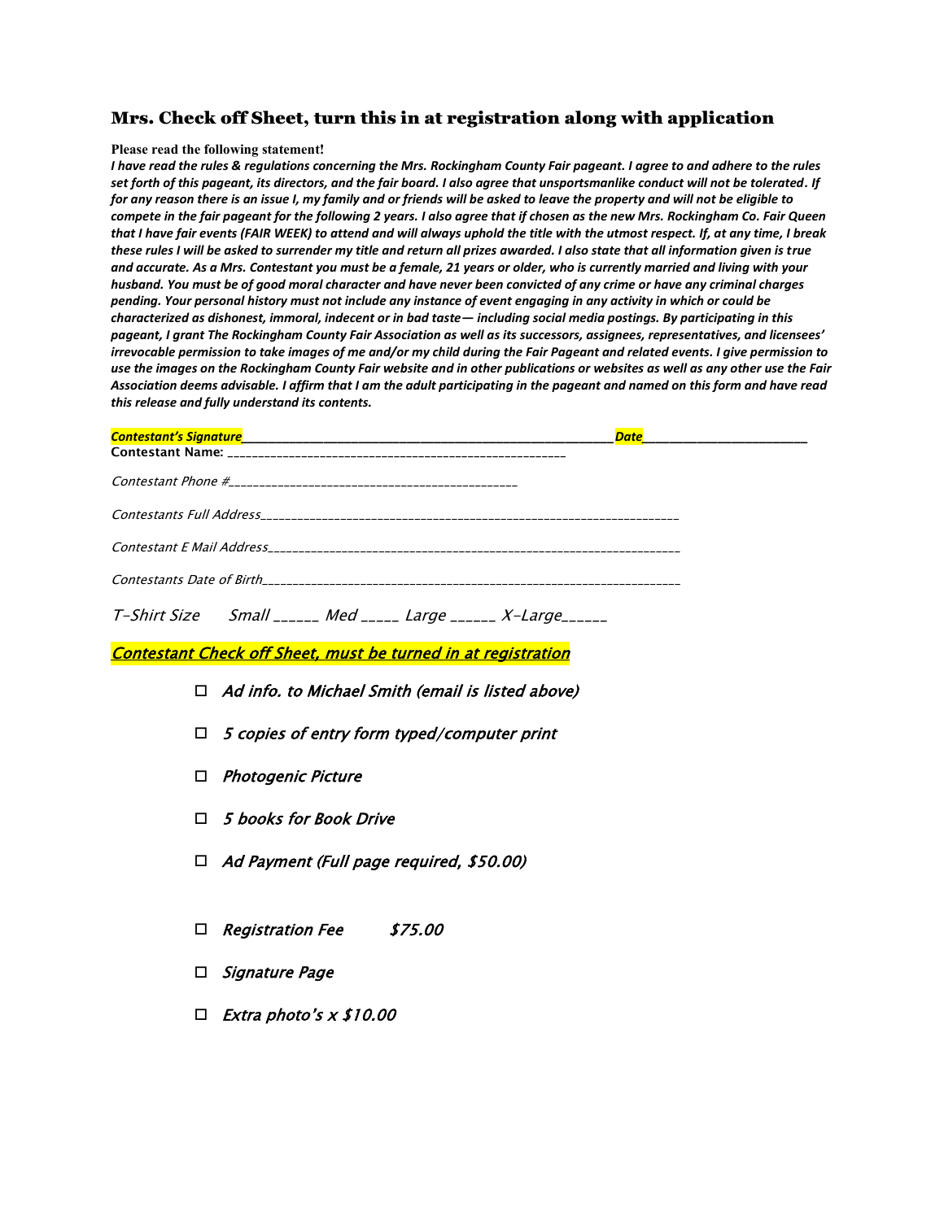## Mrs. Check off Sheet, turn this in at registration along with application

**Please read the following statement!**

***I have read the rules & regulations concerning the Mrs. Rockingham County Fair pageant. I agree to and adhere to the rules set forth of this pageant, its directors, and the fair board. I also agree that unsportsmanlike conduct will not be tolerated. If for any reason there is an issue I, my family and or friends will be asked to leave the property and will not be eligible to compete in the fair pageant for the following 2 years. I also agree that if chosen as the new Mrs. Rockingham Co. Fair Queen that I have fair events (FAIR WEEK) to attend and will always uphold the title with the utmost respect. If, at any time, I break these rules I will be asked to surrender my title and return all prizes awarded. I also state that all information given is true and accurate. As a Mrs. Contestant you must be a female, 21 years or older, who is currently married and living with your husband. You must be of good moral character and have never been convicted of any crime or have any criminal charges pending. Your personal history must not include any instance of event engaging in any activity in which or could be characterized as dishonest, immoral, indecent or in bad taste— including social media postings. By participating in this pageant, I grant The Rockingham County Fair Association as well as its successors, assignees, representatives, and licensees' irrevocable permission to take images of me and/or my child during the Fair Pageant and related events. I give permission to use the images on the Rockingham County Fair website and in other publications or websites as well as any other use the Fair Association deems advisable. I affirm that I am the adult participating in the pageant and named on this form and have read this release and fully understand its contents.***

***Contestant's Signature***_______________________________________________ ***Date***______________________

**Contestant Name:** _________________________________________________

*Contestant Phone #*___________________________________________

*Contestants Full Address*_____________________________________________________________

*Contestant E Mail Address*____________________________________________________________

*Contestants Date of Birth*_____________________________________________________________

*T-Shirt Size    Small ______ Med _____ Large ______ X-Large______*

***Contestant Check off Sheet, must be turned in at registration***

- ☐ *Ad info. to Michael Smith (email is listed above)*
- ☐ *5 copies of entry form typed/computer print*
- ☐ *Photogenic Picture*
- ☐ *5 books for Book Drive*
- ☐ *Ad Payment (Full page required, $50.00)*
- ☐ *Registration Fee    $75.00*
- ☐ *Signature Page*
- ☐ *Extra photo's x $10.00*